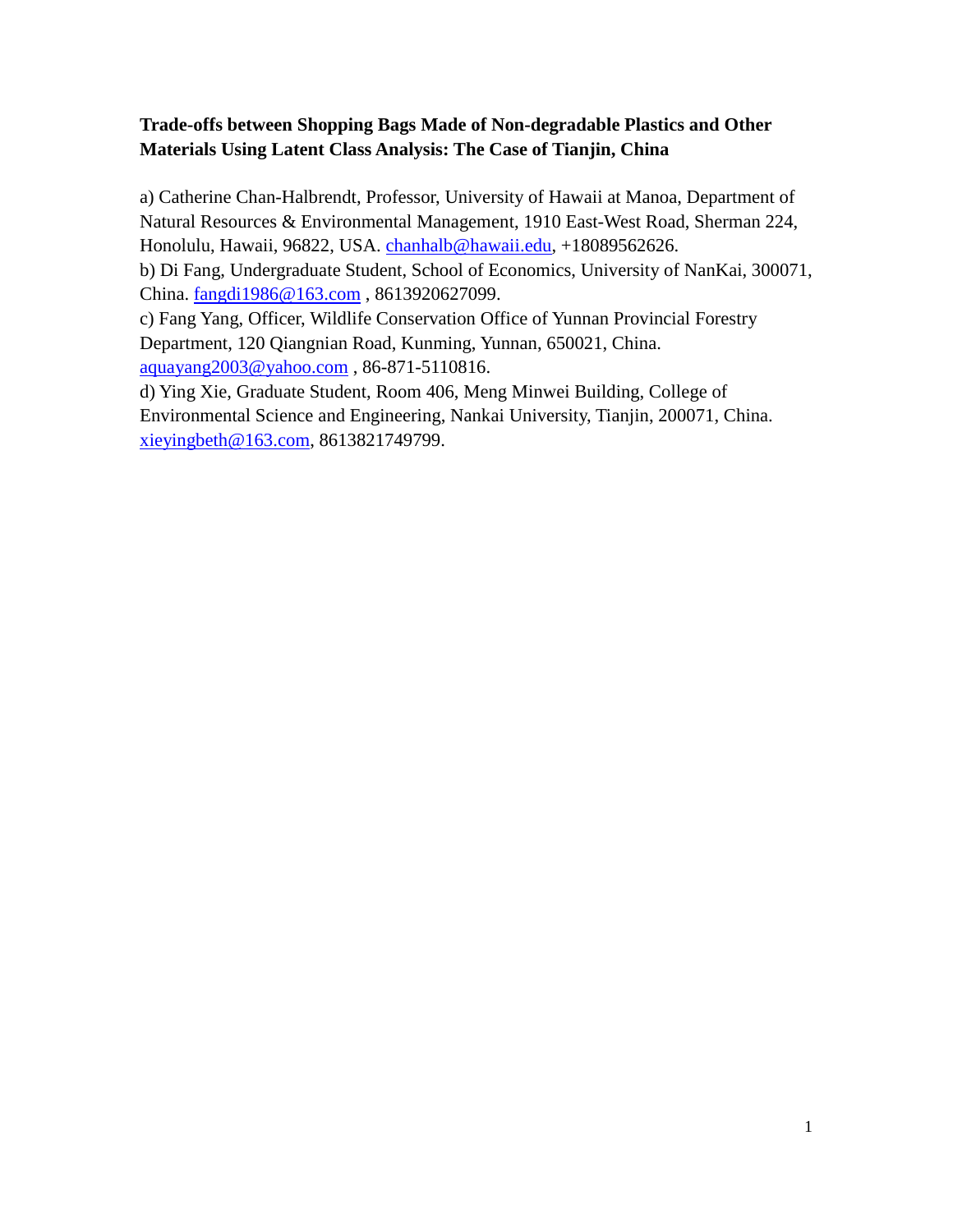**Trade-offs between Shopping Bags Made of Non-degradable Plastics and Other Materials Using Latent Class Analysis: The Case of Tianjin, China**

a) Catherine Chan-Halbrendt, Professor, University of Hawaii at Manoa, Department of Natural Resources & Environmental Management, 1910 East-West Road, Sherman 224, Honolulu, Hawaii, 96822, USA. chanhalb@hawaii.edu, +18089562626.

b) Di Fang, Undergraduate Student, School of Economics, University of NanKai, 300071, China. fangdi1986@163.com , 8613920627099.

c) Fang Yang, Officer, Wildlife Conservation Office of Yunnan Provincial Forestry Department, 120 Qiangnian Road, Kunming, Yunnan, 650021, China. aquayang2003@yahoo.com , 86-871-5110816.

d) Ying Xie, Graduate Student, Room 406, Meng Minwei Building, College of Environmental Science and Engineering, Nankai University, Tianjin, 200071, China. xieyingbeth@163.com, 8613821749799.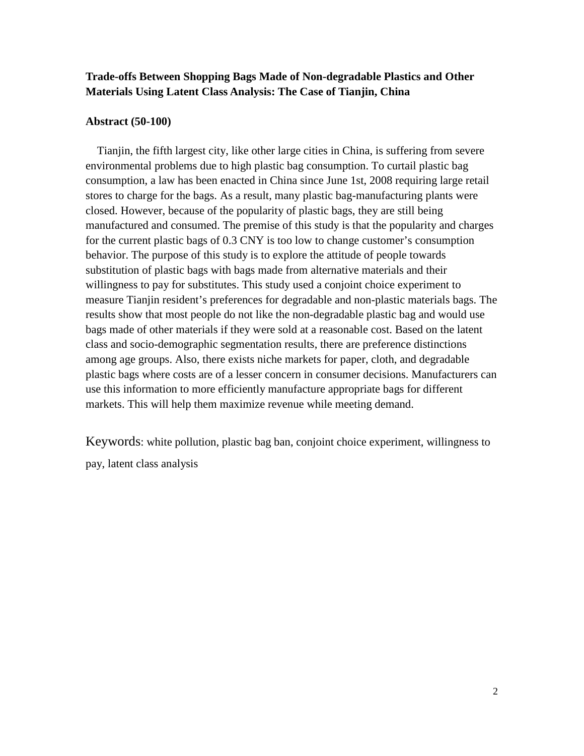**Trade-offs Between Shopping Bags Made of Non-degradable Plastics and Other Materials Using Latent Class Analysis: The Case of Tianjin, China**

**Abstract (50-100)**

Tianjin, the fifth largest city, like other large cities in China, is suffering from severe environmental problems due to high plastic bag consumption. To curtail plastic bag consumption, a law has been enacted in China since June 1st, 2008 requiring large retail stores to charge for the bags. As a result, many plastic bag-manufacturing plants were closed. However, because of the popularity of plastic bags, they are still being manufactured and consumed. The premise of this study is that the popularity and charges for the current plastic bags of 0.3 CNY is too low to change customer's consumption behavior. The purpose of this study is to explore the attitude of people towards substitution of plastic bags with bags made from alternative materials and their willingness to pay for substitutes. This study used a conjoint choice experiment to measure Tianjin resident's preferences for degradable and non-plastic materials bags. The results show that most people do not like the non-degradable plastic bag and would use bags made of other materials if they were sold at a reasonable cost. Based on the latent class and socio-demographic segmentation results, there are preference distinctions among age groups. Also, there exists niche markets for paper, cloth, and degradable plastic bags where costs are of a lesser concern in consumer decisions. Manufacturers can use this information to more efficiently manufacture appropriate bags for different markets. This will help them maximize revenue while meeting demand.

Keywords: white pollution, plastic bag ban, conjoint choice experiment, willingness to pay, latent class analysis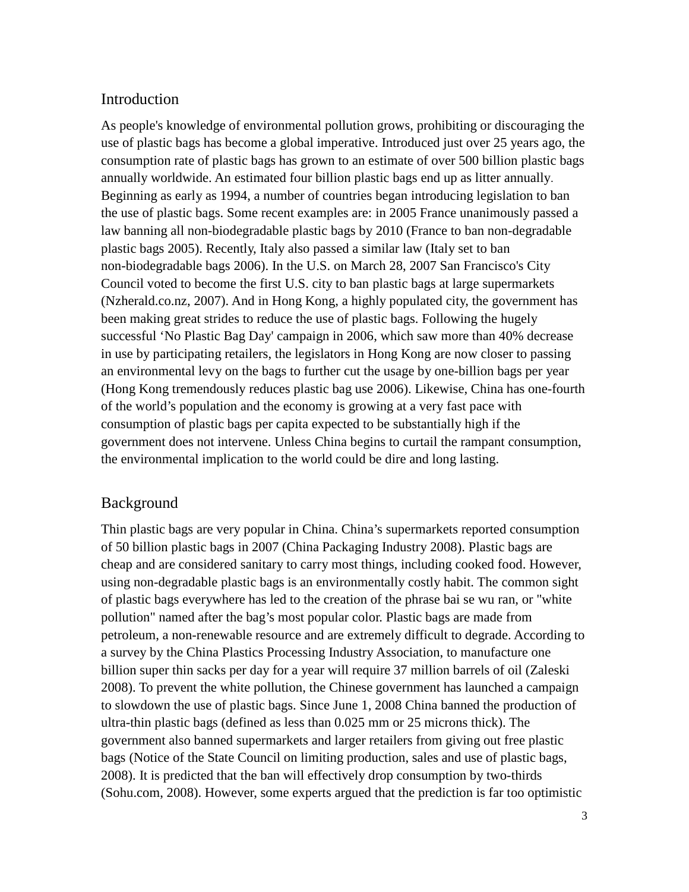## Introduction

As people's knowledge of environmental pollution grows, prohibiting or discouraging the use of plastic bags has become a global imperative. Introduced just over 25 years ago, the consumption rate of plastic bags has grown to an estimate of over 500 billion plastic bags annually worldwide. An estimated four billion plastic bags end up as litter annually. Beginning as early as 1994, a number of countries began introducing legislation to ban the use of plastic bags. Some recent examples are: in 2005 France unanimously passed a law banning all non-biodegradable plastic bags by 2010 (France to ban non-degradable plastic bags 2005). Recently, Italy also passed a similar law (Italy set to ban non-biodegradable bags 2006). In the U.S. on March 28, 2007 San Francisco's City Council voted to become the first U.S. city to ban plastic bags at large supermarkets (Nzherald.co.nz, 2007). And in Hong Kong, a highly populated city, the government has been making great strides to reduce the use of plastic bags. Following the hugely successful 'No Plastic Bag Day' campaign in 2006, which saw more than 40% decrease in use by participating retailers, the legislators in Hong Kong are now closer to passing an environmental levy on the bags to further cut the usage by one-billion bags per year (Hong Kong tremendously reduces plastic bag use 2006). Likewise, China has one-fourth of the world's population and the economy is growing at a very fast pace with consumption of plastic bags per capita expected to be substantially high if the government does not intervene. Unless China begins to curtail the rampant consumption, the environmental implication to the world could be dire and long lasting.

## Background

Thin plastic bags are very popular in China. China's supermarkets reported consumption of 50 billion plastic bags in 2007 (China Packaging Industry 2008). Plastic bags are cheap and are considered sanitary to carry most things, including cooked food. However, using non-degradable plastic bags is an environmentally costly habit. The common sight of plastic bags everywhere has led to the creation of the phrase bai se wu ran, or "white pollution" named after the bag's most popular color. Plastic bags are made from petroleum, a non-renewable resource and are extremely difficult to degrade. According to a survey by the China Plastics Processing Industry Association, to manufacture one billion super thin sacks per day for a year will require 37 million barrels of oil (Zaleski 2008). To prevent the white pollution, the Chinese government has launched a campaign to slowdown the use of plastic bags. Since June 1, 2008 China banned the production of ultra-thin plastic bags (defined as less than 0.025 mm or 25 microns thick). The government also banned supermarkets and larger retailers from giving out free plastic bags (Notice of the State Council on limiting production, sales and use of plastic bags, 2008). It is predicted that the ban will effectively drop consumption by two-thirds (Sohu.com, 2008). However, some experts argued that the prediction is far too optimistic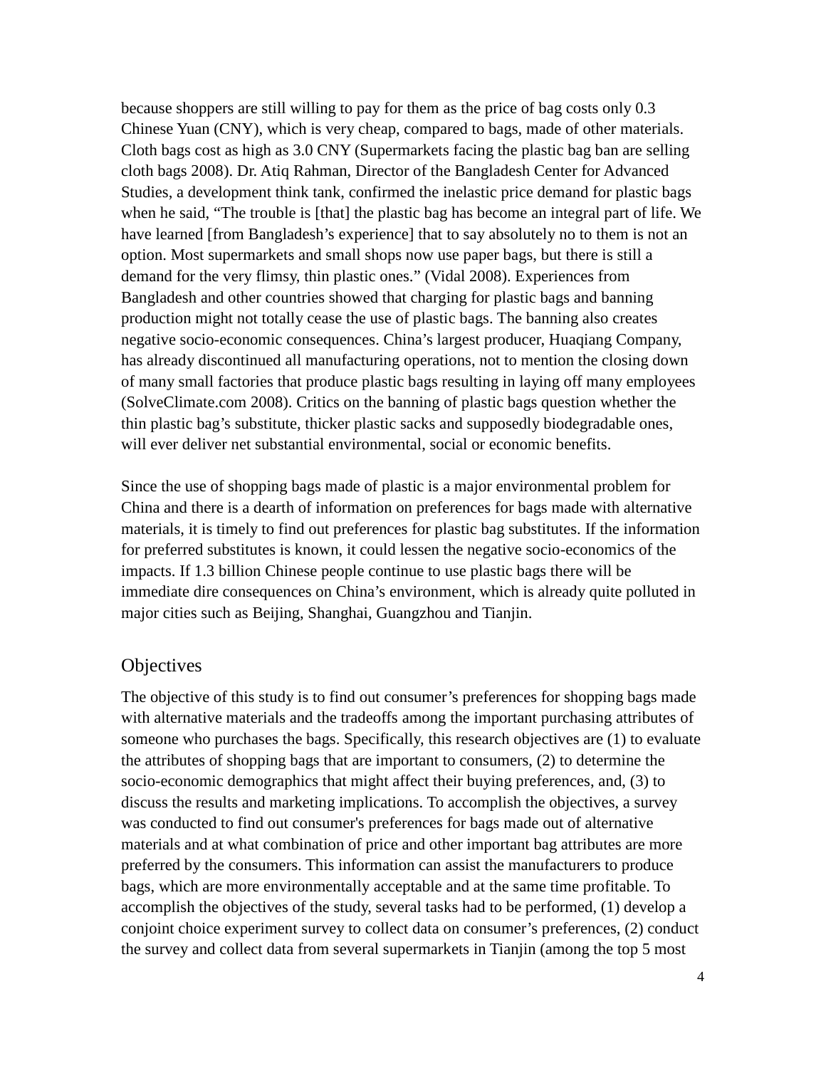because shoppers are still willing to pay for them as the price of bag costs only 0.3 Chinese Yuan (CNY), which is very cheap, compared to bags, made of other materials. Cloth bags cost as high as 3.0 CNY (Supermarkets facing the plastic bag ban are selling cloth bags 2008). Dr. Atiq Rahman, Director of the Bangladesh Center for Advanced Studies, a development think tank, confirmed the inelastic price demand for plastic bags when he said, "The trouble is [that] the plastic bag has become an integral part of life. We have learned [from Bangladesh's experience] that to say absolutely no to them is not an option. Most supermarkets and small shops now use paper bags, but there is still a demand for the very flimsy, thin plastic ones." (Vidal 2008). Experiences from Bangladesh and other countries showed that charging for plastic bags and banning production might not totally cease the use of plastic bags. The banning also creates negative socio-economic consequences. China's largest producer, Huaqiang Company, has already discontinued all manufacturing operations, not to mention the closing down of many small factories that produce plastic bags resulting in laying off many employees (SolveClimate.com 2008). Critics on the banning of plastic bags question whether the thin plastic bag's substitute, thicker plastic sacks and supposedly biodegradable ones, will ever deliver net substantial environmental, social or economic benefits.

Since the use of shopping bags made of plastic is a major environmental problem for China and there is a dearth of information on preferences for bags made with alternative materials, it is timely to find out preferences for plastic bag substitutes. If the information for preferred substitutes is known, it could lessen the negative socio-economics of the impacts. If 1.3 billion Chinese people continue to use plastic bags there will be immediate dire consequences on China's environment, which is already quite polluted in major cities such as Beijing, Shanghai, Guangzhou and Tianjin.

## Objectives

The objective of this study is to find out consumer's preferences for shopping bags made with alternative materials and the tradeoffs among the important purchasing attributes of someone who purchases the bags. Specifically, this research objectives are (1) to evaluate the attributes of shopping bags that are important to consumers, (2) to determine the socio-economic demographics that might affect their buying preferences, and, (3) to discuss the results and marketing implications. To accomplish the objectives, a survey was conducted to find out consumer's preferences for bags made out of alternative materials and at what combination of price and other important bag attributes are more preferred by the consumers. This information can assist the manufacturers to produce bags, which are more environmentally acceptable and at the same time profitable. To accomplish the objectives of the study, several tasks had to be performed, (1) develop a conjoint choice experiment survey to collect data on consumer's preferences, (2) conduct the survey and collect data from several supermarkets in Tianjin (among the top 5 most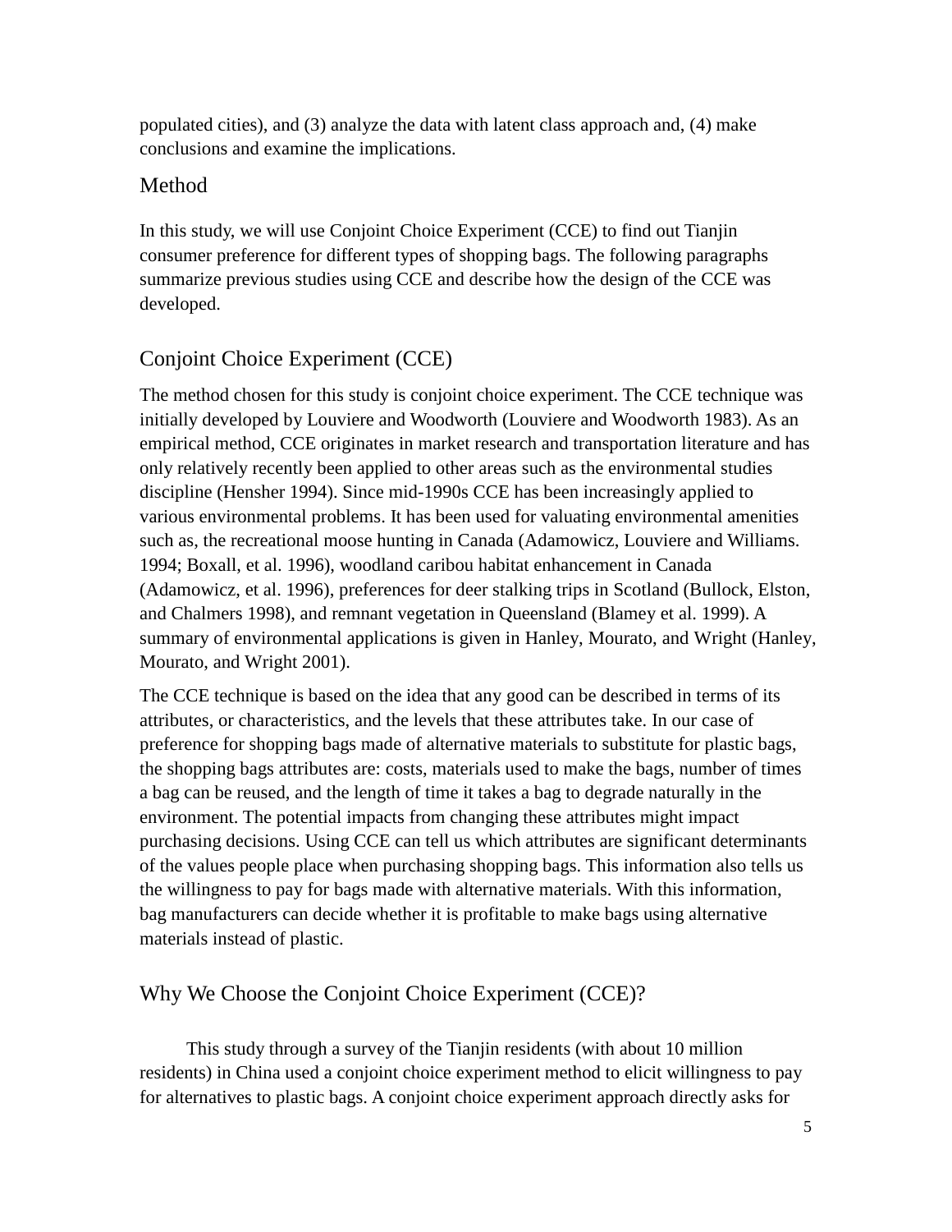populated cities), and (3) analyze the data with latent class approach and, (4) make conclusions and examine the implications.

## Method

In this study, we will use Conjoint Choice Experiment (CCE) to find out Tianjin consumer preference for different types of shopping bags. The following paragraphs summarize previous studies using CCE and describe how the design of the CCE was developed.

## Conjoint Choice Experiment (CCE)

The method chosen for this study is conjoint choice experiment. The CCE technique was initially developed by Louviere and Woodworth (Louviere and Woodworth 1983). As an empirical method, CCE originates in market research and transportation literature and has only relatively recently been applied to other areas such as the environmental studies discipline (Hensher 1994). Since mid-1990s CCE has been increasingly applied to various environmental problems. It has been used for valuating environmental amenities such as, the recreational moose hunting in Canada (Adamowicz, Louviere and Williams. 1994; Boxall, et al. 1996), woodland caribou habitat enhancement in Canada (Adamowicz, et al. 1996), preferences for deer stalking trips in Scotland (Bullock, Elston, and Chalmers 1998), and remnant vegetation in Queensland (Blamey et al. 1999). A summary of environmental applications is given in Hanley, Mourato, and Wright (Hanley, Mourato, and Wright 2001).

The CCE technique is based on the idea that any good can be described in terms of its attributes, or characteristics, and the levels that these attributes take. In our case of preference for shopping bags made of alternative materials to substitute for plastic bags, the shopping bags attributes are: costs, materials used to make the bags, number of times a bag can be reused, and the length of time it takes a bag to degrade naturally in the environment. The potential impacts from changing these attributes might impact purchasing decisions. Using CCE can tell us which attributes are significant determinants of the values people place when purchasing shopping bags. This information also tells us the willingness to pay for bags made with alternative materials. With this information, bag manufacturers can decide whether it is profitable to make bags using alternative materials instead of plastic.

## Why We Choose the Conjoint Choice Experiment (CCE)?

This study through a survey of the Tianjin residents (with about 10 million residents) in China used a conjoint choice experiment method to elicit willingness to pay for alternatives to plastic bags. A conjoint choice experiment approach directly asks for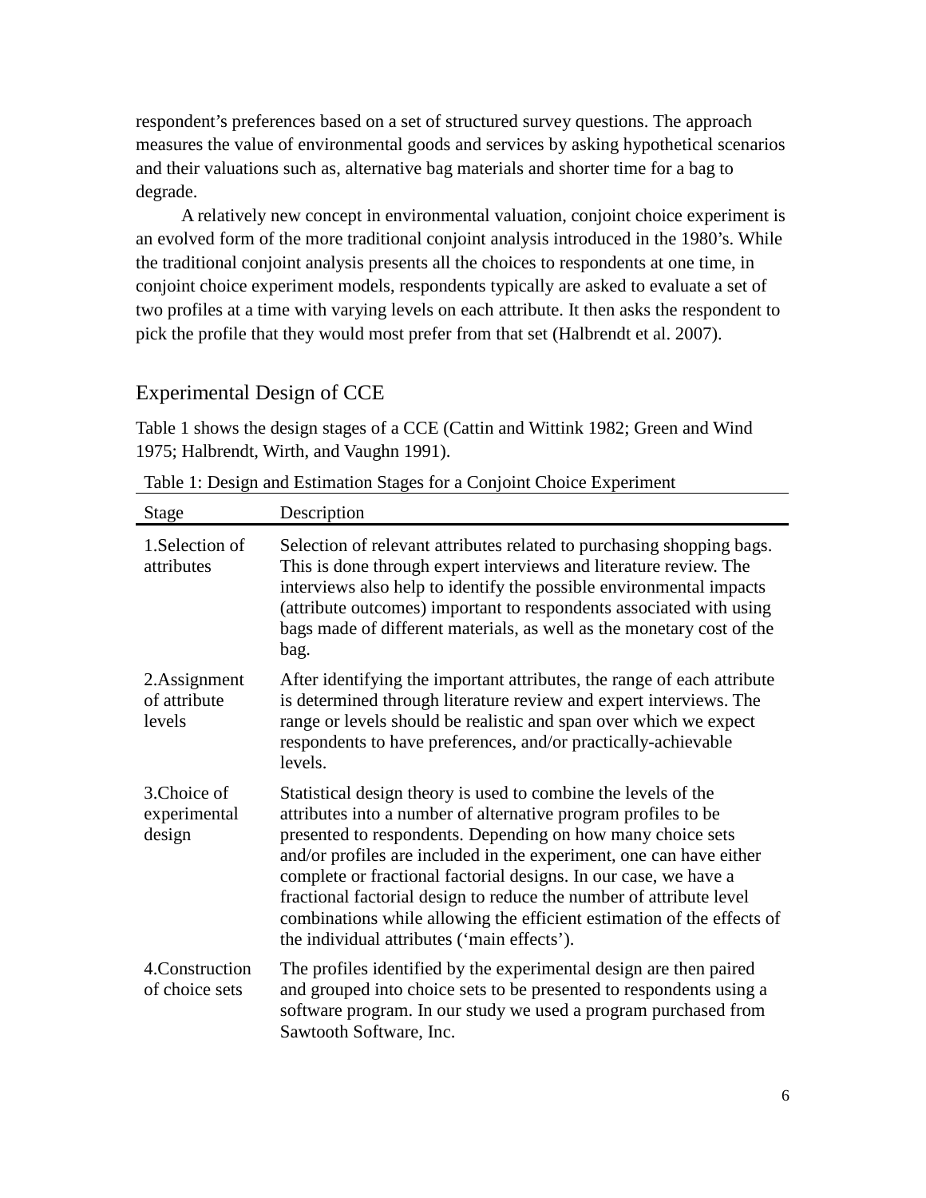respondent's preferences based on a set of structured survey questions. The approach measures the value of environmental goods and services by asking hypothetical scenarios and their valuations such as, alternative bag materials and shorter time for a bag to degrade.

A relatively new concept in environmental valuation, conjoint choice experiment is an evolved form of the more traditional conjoint analysis introduced in the 1980's. While the traditional conjoint analysis presents all the choices to respondents at one time, in conjoint choice experiment models, respondents typically are asked to evaluate a set of two profiles at a time with varying levels on each attribute. It then asks the respondent to pick the profile that they would most prefer from that set (Halbrendt et al. 2007).

## Experimental Design of CCE

Table 1 shows the design stages of a CCE (Cattin and Wittink 1982; Green and Wind 1975; Halbrendt, Wirth, and Vaughn 1991).

Table 1: Design and Estimation Stages for a Conjoint Choice Experiment

| Stage | Description |
|---|---|
| 1.Selection of attributes | Selection of relevant attributes related to purchasing shopping bags. This is done through expert interviews and literature review. The interviews also help to identify the possible environmental impacts (attribute outcomes) important to respondents associated with using bags made of different materials, as well as the monetary cost of the bag. |
| 2.Assignment of attribute levels | After identifying the important attributes, the range of each attribute is determined through literature review and expert interviews. The range or levels should be realistic and span over which we expect respondents to have preferences, and/or practically-achievable levels. |
| 3.Choice of experimental design | Statistical design theory is used to combine the levels of the attributes into a number of alternative program profiles to be presented to respondents. Depending on how many choice sets and/or profiles are included in the experiment, one can have either complete or fractional factorial designs. In our case, we have a fractional factorial design to reduce the number of attribute level combinations while allowing the efficient estimation of the effects of the individual attributes ('main effects'). |
| 4.Construction of choice sets | The profiles identified by the experimental design are then paired and grouped into choice sets to be presented to respondents using a software program. In our study we used a program purchased from Sawtooth Software, Inc. |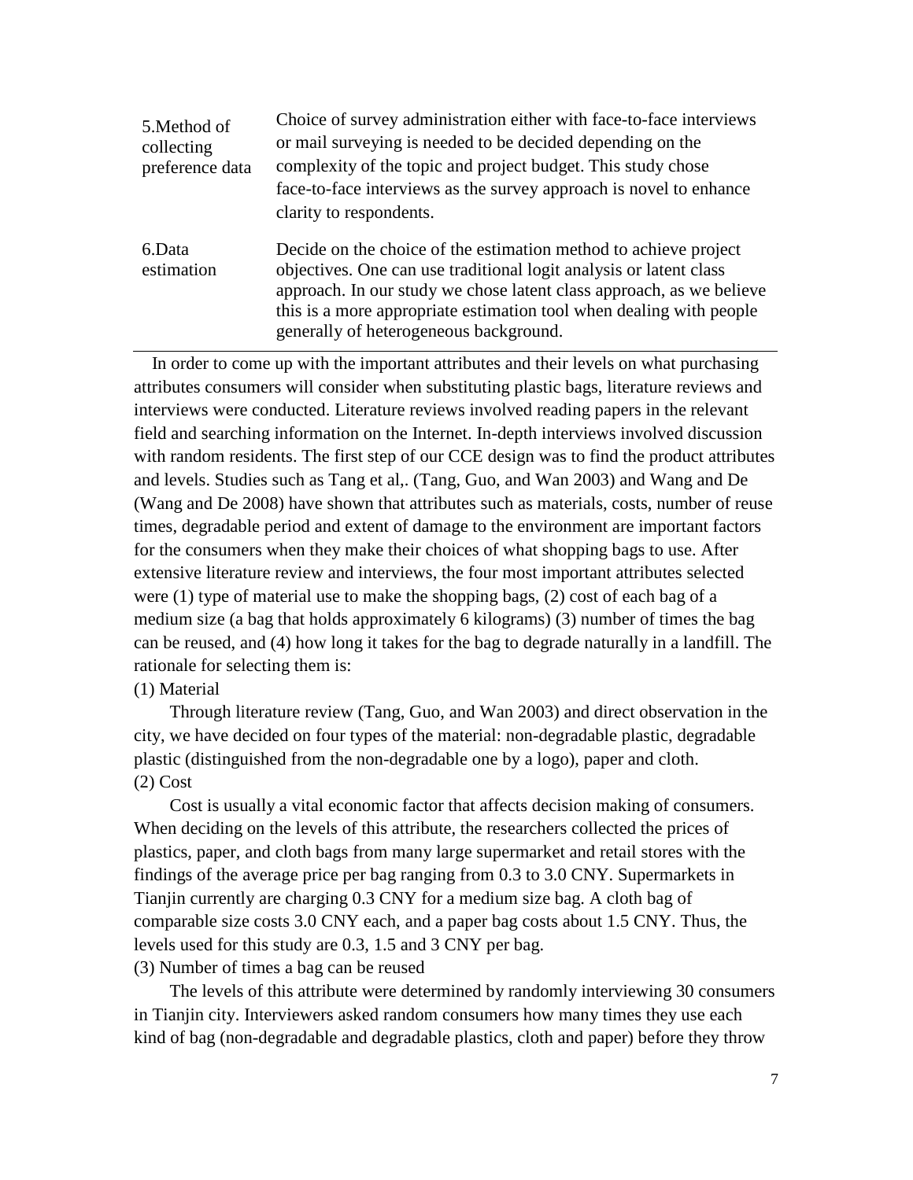| | |
|---|---|
| 5.Method of collecting preference data | Choice of survey administration either with face-to-face interviews or mail surveying is needed to be decided depending on the complexity of the topic and project budget. This study chose face-to-face interviews as the survey approach is novel to enhance clarity to respondents. |
| 6.Data estimation | Decide on the choice of the estimation method to achieve project objectives. One can use traditional logit analysis or latent class approach. In our study we chose latent class approach, as we believe this is a more appropriate estimation tool when dealing with people generally of heterogeneous background. |

In order to come up with the important attributes and their levels on what purchasing attributes consumers will consider when substituting plastic bags, literature reviews and interviews were conducted. Literature reviews involved reading papers in the relevant field and searching information on the Internet. In-depth interviews involved discussion with random residents. The first step of our CCE design was to find the product attributes and levels. Studies such as Tang et al,. (Tang, Guo, and Wan 2003) and Wang and De (Wang and De 2008) have shown that attributes such as materials, costs, number of reuse times, degradable period and extent of damage to the environment are important factors for the consumers when they make their choices of what shopping bags to use. After extensive literature review and interviews, the four most important attributes selected were (1) type of material use to make the shopping bags, (2) cost of each bag of a medium size (a bag that holds approximately 6 kilograms) (3) number of times the bag can be reused, and (4) how long it takes for the bag to degrade naturally in a landfill. The rationale for selecting them is:

(1) Material

Through literature review (Tang, Guo, and Wan 2003) and direct observation in the city, we have decided on four types of the material: non-degradable plastic, degradable plastic (distinguished from the non-degradable one by a logo), paper and cloth.

(2) Cost

Cost is usually a vital economic factor that affects decision making of consumers. When deciding on the levels of this attribute, the researchers collected the prices of plastics, paper, and cloth bags from many large supermarket and retail stores with the findings of the average price per bag ranging from 0.3 to 3.0 CNY. Supermarkets in Tianjin currently are charging 0.3 CNY for a medium size bag. A cloth bag of comparable size costs 3.0 CNY each, and a paper bag costs about 1.5 CNY. Thus, the levels used for this study are 0.3, 1.5 and 3 CNY per bag.

(3) Number of times a bag can be reused

The levels of this attribute were determined by randomly interviewing 30 consumers in Tianjin city. Interviewers asked random consumers how many times they use each kind of bag (non-degradable and degradable plastics, cloth and paper) before they throw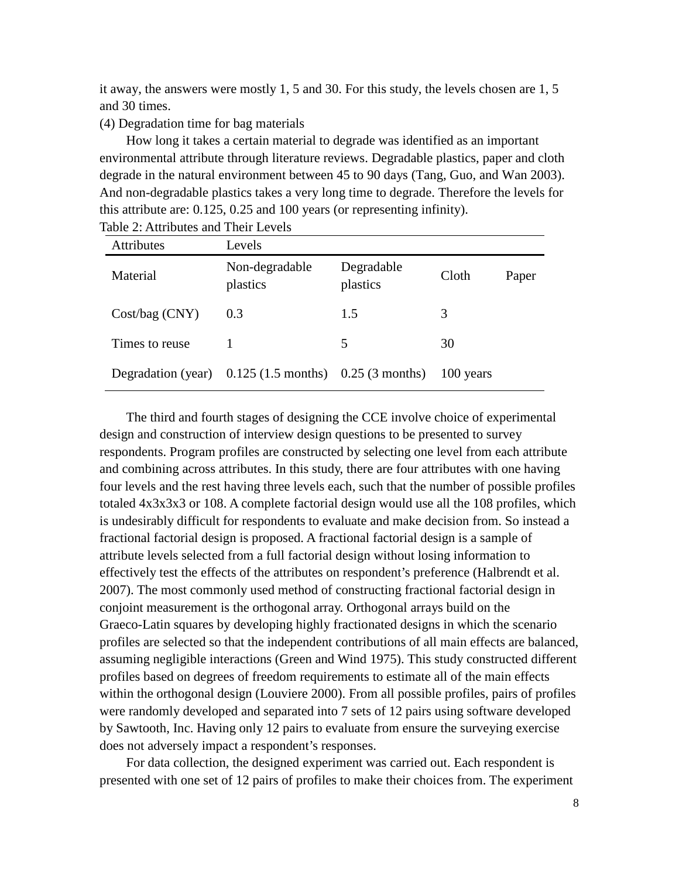it away, the answers were mostly 1, 5 and 30. For this study, the levels chosen are 1, 5 and 30 times.

(4) Degradation time for bag materials

How long it takes a certain material to degrade was identified as an important environmental attribute through literature reviews. Degradable plastics, paper and cloth degrade in the natural environment between 45 to 90 days (Tang, Guo, and Wan 2003). And non-degradable plastics takes a very long time to degrade. Therefore the levels for this attribute are: 0.125, 0.25 and 100 years (or representing infinity).

Table 2: Attributes and Their Levels

| Attributes | Levels | | | |
|---|---|---|---|---|
| Material | Non-degradable plastics | Degradable plastics | Cloth | Paper |
| Cost/bag (CNY) | 0.3 | 1.5 | 3 | |
| Times to reuse | 1 | 5 | 30 | |
| Degradation (year) | 0.125 (1.5 months) | 0.25 (3 months) | 100 years | |

The third and fourth stages of designing the CCE involve choice of experimental design and construction of interview design questions to be presented to survey respondents. Program profiles are constructed by selecting one level from each attribute and combining across attributes. In this study, there are four attributes with one having four levels and the rest having three levels each, such that the number of possible profiles totaled 4x3x3x3 or 108. A complete factorial design would use all the 108 profiles, which is undesirably difficult for respondents to evaluate and make decision from. So instead a fractional factorial design is proposed. A fractional factorial design is a sample of attribute levels selected from a full factorial design without losing information to effectively test the effects of the attributes on respondent's preference (Halbrendt et al. 2007). The most commonly used method of constructing fractional factorial design in conjoint measurement is the orthogonal array. Orthogonal arrays build on the Graeco-Latin squares by developing highly fractionated designs in which the scenario profiles are selected so that the independent contributions of all main effects are balanced, assuming negligible interactions (Green and Wind 1975). This study constructed different profiles based on degrees of freedom requirements to estimate all of the main effects within the orthogonal design (Louviere 2000). From all possible profiles, pairs of profiles were randomly developed and separated into 7 sets of 12 pairs using software developed by Sawtooth, Inc. Having only 12 pairs to evaluate from ensure the surveying exercise does not adversely impact a respondent's responses.

For data collection, the designed experiment was carried out. Each respondent is presented with one set of 12 pairs of profiles to make their choices from. The experiment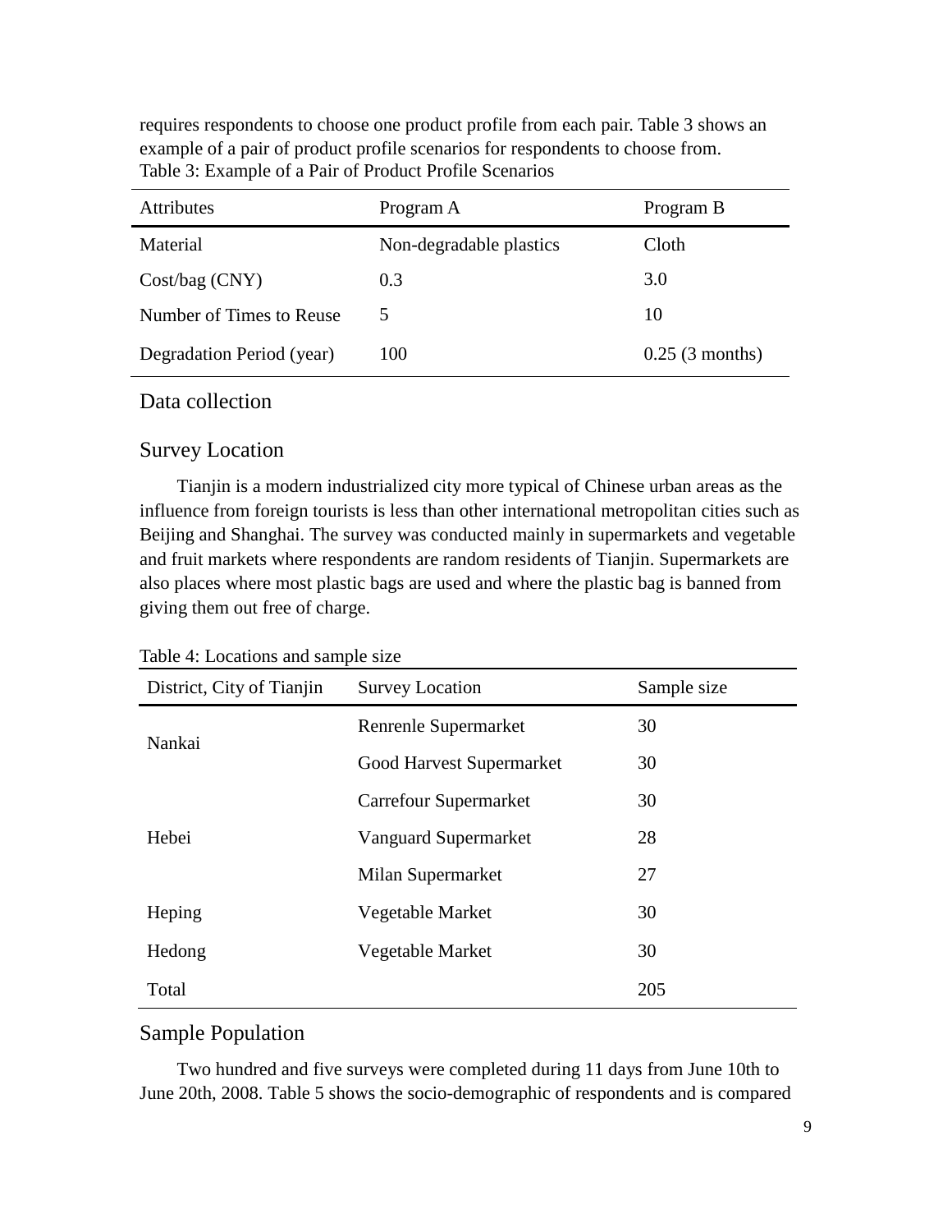requires respondents to choose one product profile from each pair. Table 3 shows an example of a pair of product profile scenarios for respondents to choose from.

Table 3: Example of a Pair of Product Profile Scenarios

| Attributes | Program A | Program B |
| --- | --- | --- |
| Material | Non-degradable plastics | Cloth |
| Cost/bag (CNY) | 0.3 | 3.0 |
| Number of Times to Reuse | 5 | 10 |
| Degradation Period (year) | 100 | 0.25 (3 months) |

## Data collection

### Survey Location

Tianjin is a modern industrialized city more typical of Chinese urban areas as the influence from foreign tourists is less than other international metropolitan cities such as Beijing and Shanghai. The survey was conducted mainly in supermarkets and vegetable and fruit markets where respondents are random residents of Tianjin. Supermarkets are also places where most plastic bags are used and where the plastic bag is banned from giving them out free of charge.

Table 4: Locations and sample size

| District, City of Tianjin | Survey Location | Sample size |
| --- | --- | --- |
| Nankai | Renrenle Supermarket | 30 |
| | Good Harvest Supermarket | 30 |
| Hebei | Carrefour Supermarket | 30 |
| | Vanguard Supermarket | 28 |
| | Milan Supermarket | 27 |
| Heping | Vegetable Market | 30 |
| Hedong | Vegetable Market | 30 |
| Total | | 205 |

### Sample Population

Two hundred and five surveys were completed during 11 days from June 10th to June 20th, 2008. Table 5 shows the socio-demographic of respondents and is compared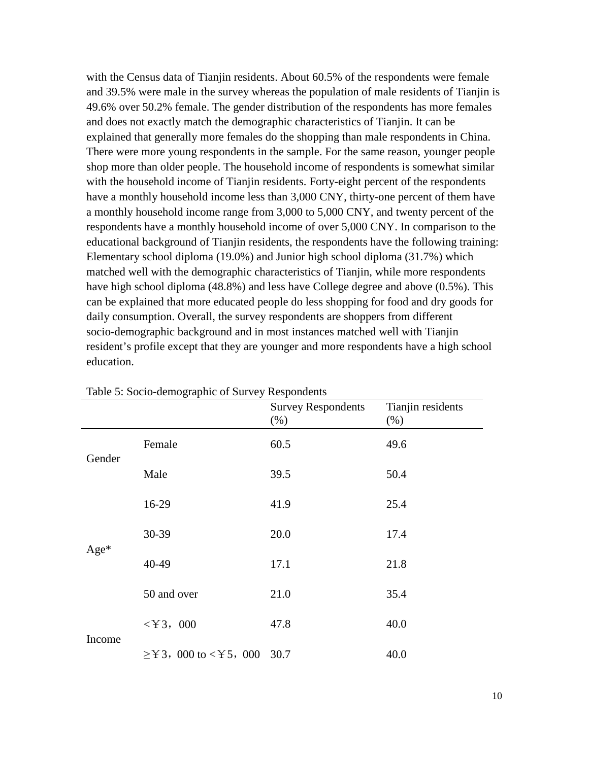with the Census data of Tianjin residents. About 60.5% of the respondents were female and 39.5% were male in the survey whereas the population of male residents of Tianjin is 49.6% over 50.2% female. The gender distribution of the respondents has more females and does not exactly match the demographic characteristics of Tianjin. It can be explained that generally more females do the shopping than male respondents in China. There were more young respondents in the sample. For the same reason, younger people shop more than older people. The household income of respondents is somewhat similar with the household income of Tianjin residents. Forty-eight percent of the respondents have a monthly household income less than 3,000 CNY, thirty-one percent of them have a monthly household income range from 3,000 to 5,000 CNY, and twenty percent of the respondents have a monthly household income of over 5,000 CNY. In comparison to the educational background of Tianjin residents, the respondents have the following training: Elementary school diploma (19.0%) and Junior high school diploma (31.7%) which matched well with the demographic characteristics of Tianjin, while more respondents have high school diploma (48.8%) and less have College degree and above (0.5%). This can be explained that more educated people do less shopping for food and dry goods for daily consumption. Overall, the survey respondents are shoppers from different socio-demographic background and in most instances matched well with Tianjin resident's profile except that they are younger and more respondents have a high school education.

Table 5: Socio-demographic of Survey Respondents

| | | Survey Respondents (%) | Tianjin residents (%) |
|---|---|---|---|
| Gender | Female | 60.5 | 49.6 |
| | Male | 39.5 | 50.4 |
| Age* | 16-29 | 41.9 | 25.4 |
| | 30-39 | 20.0 | 17.4 |
| | 40-49 | 17.1 | 21.8 |
| | 50 and over | 21.0 | 35.4 |
| Income | <￥3，000 | 47.8 | 40.0 |
| | ≥￥3，000 to <￥5，000 | 30.7 | 40.0 |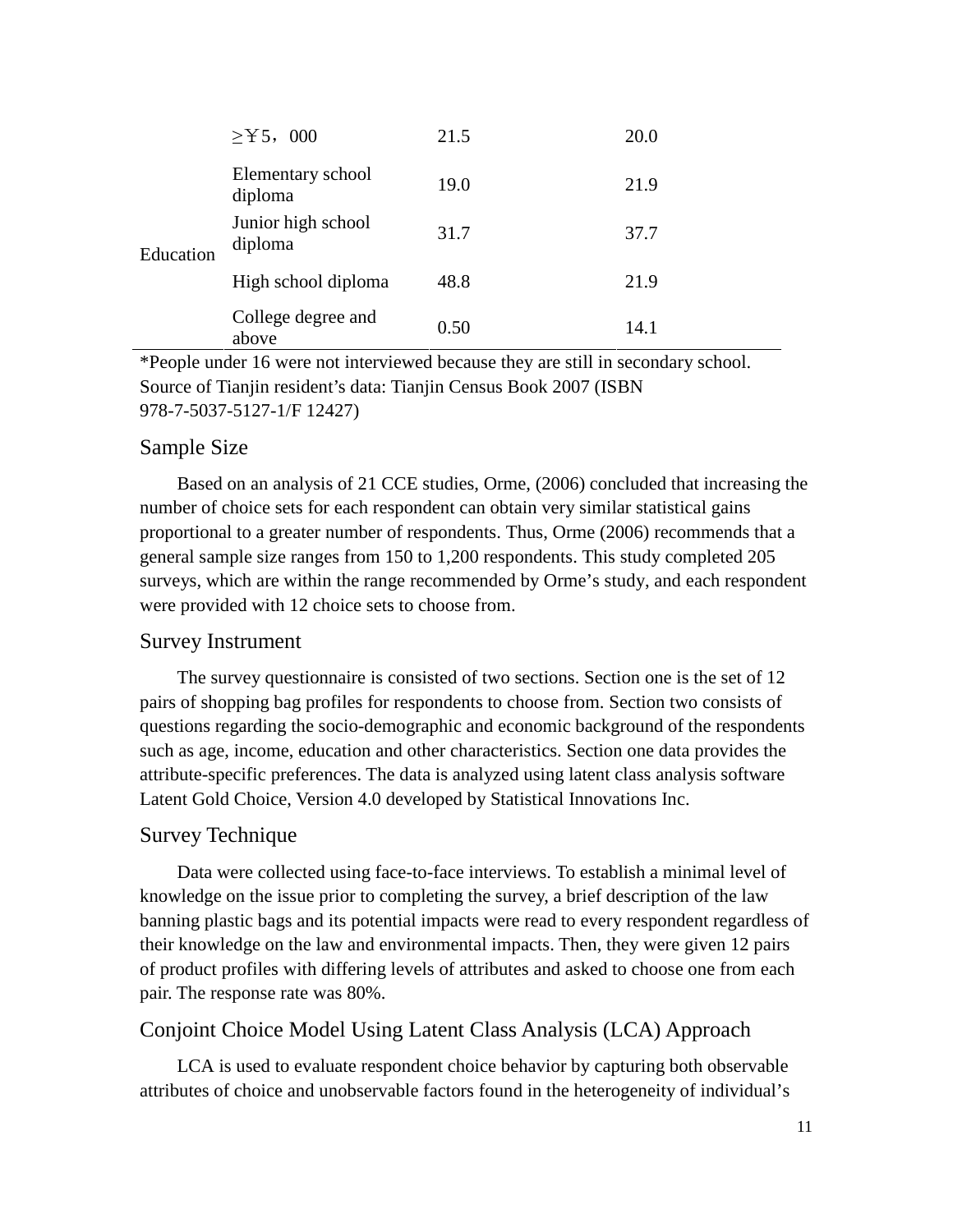|  |  |  |  |
|---|---|---|---|
|  | ≥￥5，000 | 21.5 | 20.0 |
| Education | Elementary school diploma | 19.0 | 21.9 |
|  | Junior high school diploma | 31.7 | 37.7 |
|  | High school diploma | 48.8 | 21.9 |
|  | College degree and above | 0.50 | 14.1 |

*People under 16 were not interviewed because they are still in secondary school.
Source of Tianjin resident's data: Tianjin Census Book 2007 (ISBN 978-7-5037-5127-1/F 12427)

## Sample Size

Based on an analysis of 21 CCE studies, Orme, (2006) concluded that increasing the number of choice sets for each respondent can obtain very similar statistical gains proportional to a greater number of respondents. Thus, Orme (2006) recommends that a general sample size ranges from 150 to 1,200 respondents. This study completed 205 surveys, which are within the range recommended by Orme's study, and each respondent were provided with 12 choice sets to choose from.

## Survey Instrument

The survey questionnaire is consisted of two sections. Section one is the set of 12 pairs of shopping bag profiles for respondents to choose from. Section two consists of questions regarding the socio-demographic and economic background of the respondents such as age, income, education and other characteristics. Section one data provides the attribute-specific preferences. The data is analyzed using latent class analysis software Latent Gold Choice, Version 4.0 developed by Statistical Innovations Inc.

## Survey Technique

Data were collected using face-to-face interviews. To establish a minimal level of knowledge on the issue prior to completing the survey, a brief description of the law banning plastic bags and its potential impacts were read to every respondent regardless of their knowledge on the law and environmental impacts. Then, they were given 12 pairs of product profiles with differing levels of attributes and asked to choose one from each pair. The response rate was 80%.

## Conjoint Choice Model Using Latent Class Analysis (LCA) Approach

LCA is used to evaluate respondent choice behavior by capturing both observable attributes of choice and unobservable factors found in the heterogeneity of individual's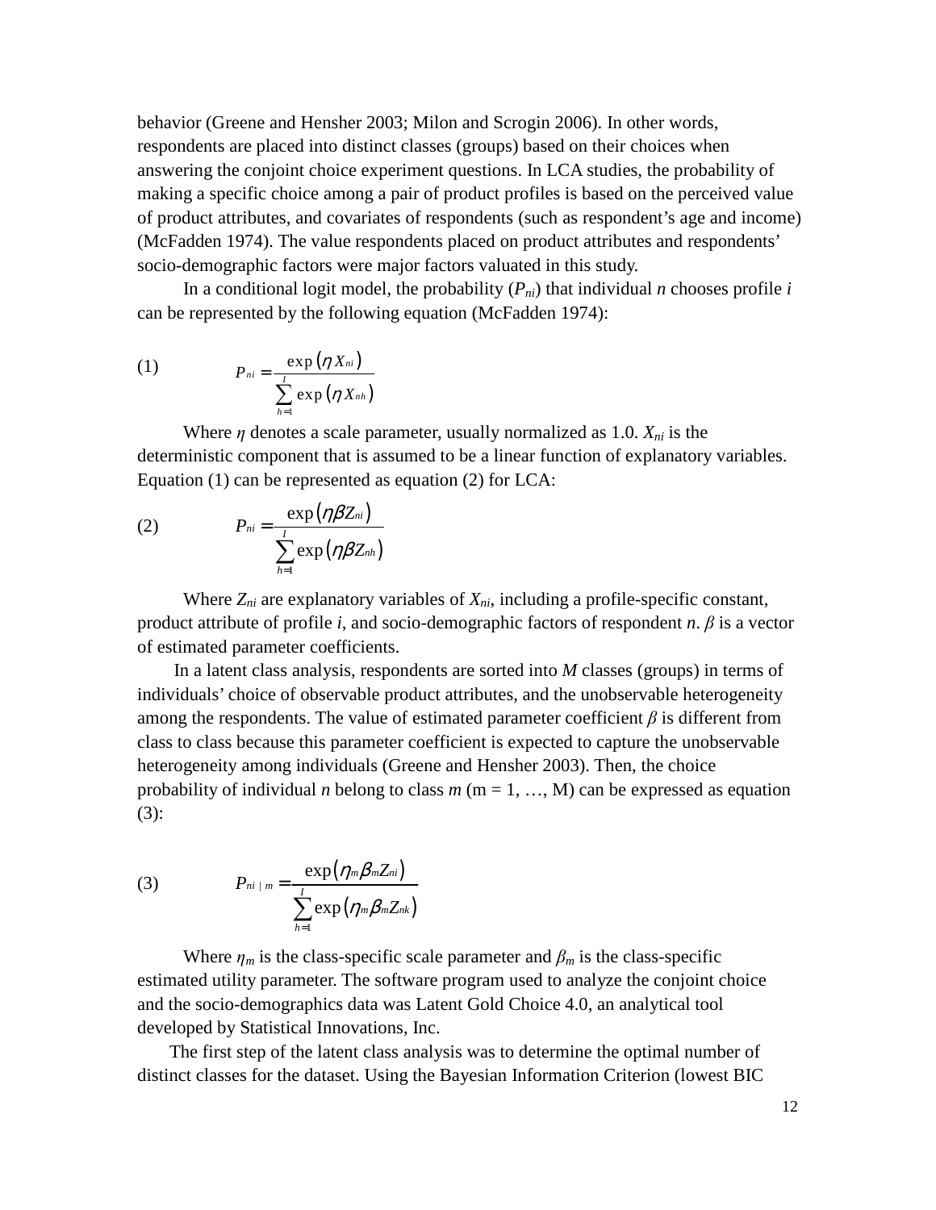behavior (Greene and Hensher 2003; Milon and Scrogin 2006). In other words, respondents are placed into distinct classes (groups) based on their choices when answering the conjoint choice experiment questions. In LCA studies, the probability of making a specific choice among a pair of product profiles is based on the perceived value of product attributes, and covariates of respondents (such as respondent's age and income) (McFadden 1974). The value respondents placed on product attributes and respondents' socio-demographic factors were major factors valuated in this study.

In a conditional logit model, the probability ($P_{ni}$) that individual $n$ chooses profile $i$ can be represented by the following equation (McFadden 1974):

$$(1) \qquad P_{ni} = \frac{\exp(\eta X_{ni})}{\sum_{h=1}^{I} \exp(\eta X_{nh})}$$

Where $\eta$ denotes a scale parameter, usually normalized as 1.0. $X_{ni}$ is the deterministic component that is assumed to be a linear function of explanatory variables. Equation (1) can be represented as equation (2) for LCA:

$$(2) \qquad P_{ni} = \frac{\exp(\eta \beta Z_{ni})}{\sum_{h=1}^{I} \exp(\eta \beta Z_{nh})}$$

Where $Z_{ni}$ are explanatory variables of $X_{ni}$, including a profile-specific constant, product attribute of profile $i$, and socio-demographic factors of respondent $n$. $\beta$ is a vector of estimated parameter coefficients.

In a latent class analysis, respondents are sorted into $M$ classes (groups) in terms of individuals' choice of observable product attributes, and the unobservable heterogeneity among the respondents. The value of estimated parameter coefficient $\beta$ is different from class to class because this parameter coefficient is expected to capture the unobservable heterogeneity among individuals (Greene and Hensher 2003). Then, the choice probability of individual $n$ belong to class $m$ (m = 1, …, M) can be expressed as equation (3):

$$(3) \qquad P_{ni \mid m} = \frac{\exp(\eta_m \beta_m Z_{ni})}{\sum_{h=1}^{I} \exp(\eta_m \beta_m Z_{nk})}$$

Where $\eta_m$ is the class-specific scale parameter and $\beta_m$ is the class-specific estimated utility parameter. The software program used to analyze the conjoint choice and the socio-demographics data was Latent Gold Choice 4.0, an analytical tool developed by Statistical Innovations, Inc.

The first step of the latent class analysis was to determine the optimal number of distinct classes for the dataset. Using the Bayesian Information Criterion (lowest BIC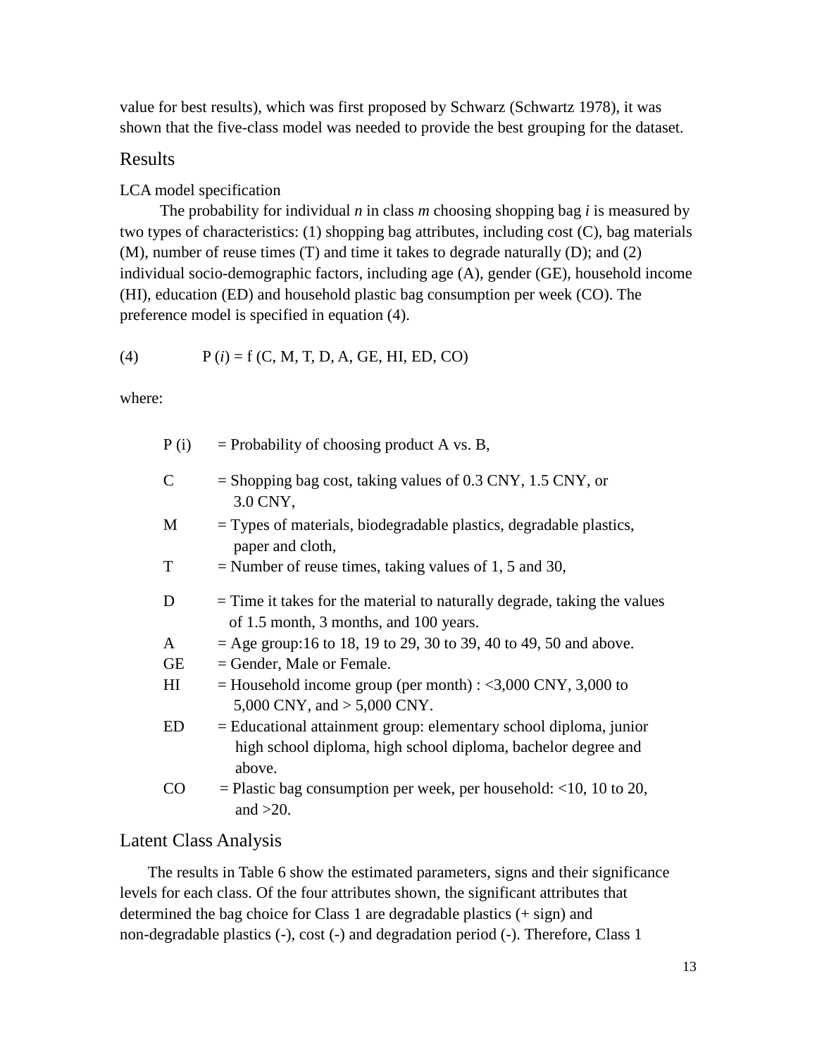value for best results), which was first proposed by Schwarz (Schwartz 1978), it was shown that the five-class model was needed to provide the best grouping for the dataset.

## Results

### LCA model specification

The probability for individual *n* in class *m* choosing shopping bag *i* is measured by two types of characteristics: (1) shopping bag attributes, including cost (C), bag materials (M), number of reuse times (T) and time it takes to degrade naturally (D); and (2) individual socio-demographic factors, including age (A), gender (GE), household income (HI), education (ED) and household plastic bag consumption per week (CO). The preference model is specified in equation (4).

(4) $$P\,(i) = f\,(C, M, T, D, A, GE, HI, ED, CO)$$

where:

- P (i) = Probability of choosing product A vs. B,
- C = Shopping bag cost, taking values of 0.3 CNY, 1.5 CNY, or 3.0 CNY,
- M = Types of materials, biodegradable plastics, degradable plastics, paper and cloth,
- T = Number of reuse times, taking values of 1, 5 and 30,
- D = Time it takes for the material to naturally degrade, taking the values of 1.5 month, 3 months, and 100 years.
- A = Age group:16 to 18, 19 to 29, 30 to 39, 40 to 49, 50 and above.
- GE = Gender, Male or Female.
- HI = Household income group (per month) : <3,000 CNY, 3,000 to 5,000 CNY, and > 5,000 CNY.
- ED = Educational attainment group: elementary school diploma, junior high school diploma, high school diploma, bachelor degree and above.
- CO = Plastic bag consumption per week, per household: <10, 10 to 20, and >20.

## Latent Class Analysis

The results in Table 6 show the estimated parameters, signs and their significance levels for each class. Of the four attributes shown, the significant attributes that determined the bag choice for Class 1 are degradable plastics (+ sign) and non-degradable plastics (-), cost (-) and degradation period (-). Therefore, Class 1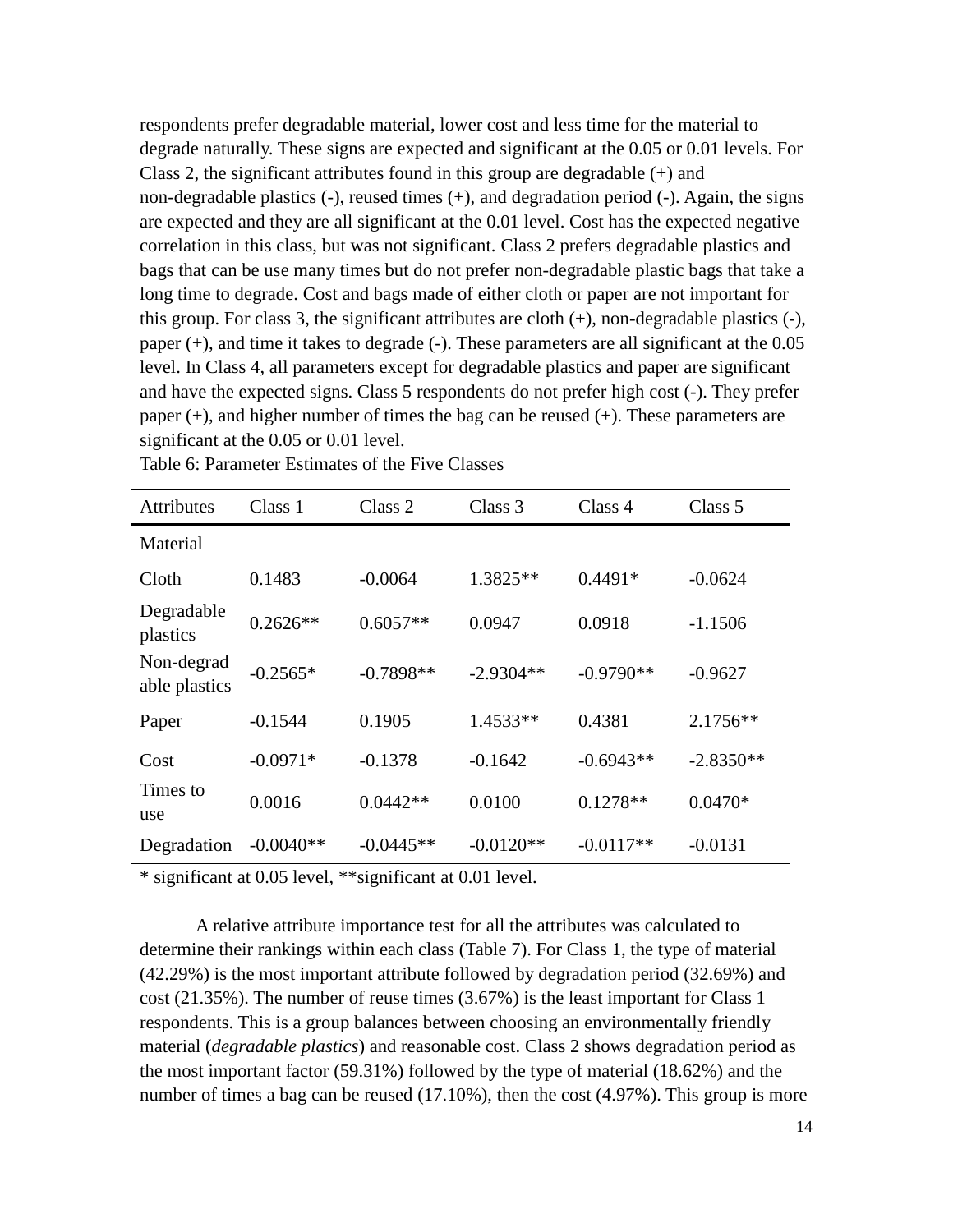respondents prefer degradable material, lower cost and less time for the material to degrade naturally. These signs are expected and significant at the 0.05 or 0.01 levels. For Class 2, the significant attributes found in this group are degradable (+) and non-degradable plastics (-), reused times (+), and degradation period (-). Again, the signs are expected and they are all significant at the 0.01 level. Cost has the expected negative correlation in this class, but was not significant. Class 2 prefers degradable plastics and bags that can be use many times but do not prefer non-degradable plastic bags that take a long time to degrade. Cost and bags made of either cloth or paper are not important for this group. For class 3, the significant attributes are cloth (+), non-degradable plastics (-), paper (+), and time it takes to degrade (-). These parameters are all significant at the 0.05 level. In Class 4, all parameters except for degradable plastics and paper are significant and have the expected signs. Class 5 respondents do not prefer high cost (-). They prefer paper (+), and higher number of times the bag can be reused (+). These parameters are significant at the 0.05 or 0.01 level.

Table 6: Parameter Estimates of the Five Classes

| Attributes | Class 1 | Class 2 | Class 3 | Class 4 | Class 5 |
|---|---|---|---|---|---|
| Material | | | | | |
| Cloth | 0.1483 | -0.0064 | 1.3825** | 0.4491* | -0.0624 |
| Degradable plastics | 0.2626** | 0.6057** | 0.0947 | 0.0918 | -1.1506 |
| Non-degradable plastics | -0.2565* | -0.7898** | -2.9304** | -0.9790** | -0.9627 |
| Paper | -0.1544 | 0.1905 | 1.4533** | 0.4381 | 2.1756** |
| Cost | -0.0971* | -0.1378 | -0.1642 | -0.6943** | -2.8350** |
| Times to use | 0.0016 | 0.0442** | 0.0100 | 0.1278** | 0.0470* |
| Degradation | -0.0040** | -0.0445** | -0.0120** | -0.0117** | -0.0131 |

* significant at 0.05 level, **significant at 0.01 level.

A relative attribute importance test for all the attributes was calculated to determine their rankings within each class (Table 7). For Class 1, the type of material (42.29%) is the most important attribute followed by degradation period (32.69%) and cost (21.35%). The number of reuse times (3.67%) is the least important for Class 1 respondents. This is a group balances between choosing an environmentally friendly material (*degradable plastics*) and reasonable cost. Class 2 shows degradation period as the most important factor (59.31%) followed by the type of material (18.62%) and the number of times a bag can be reused (17.10%), then the cost (4.97%). This group is more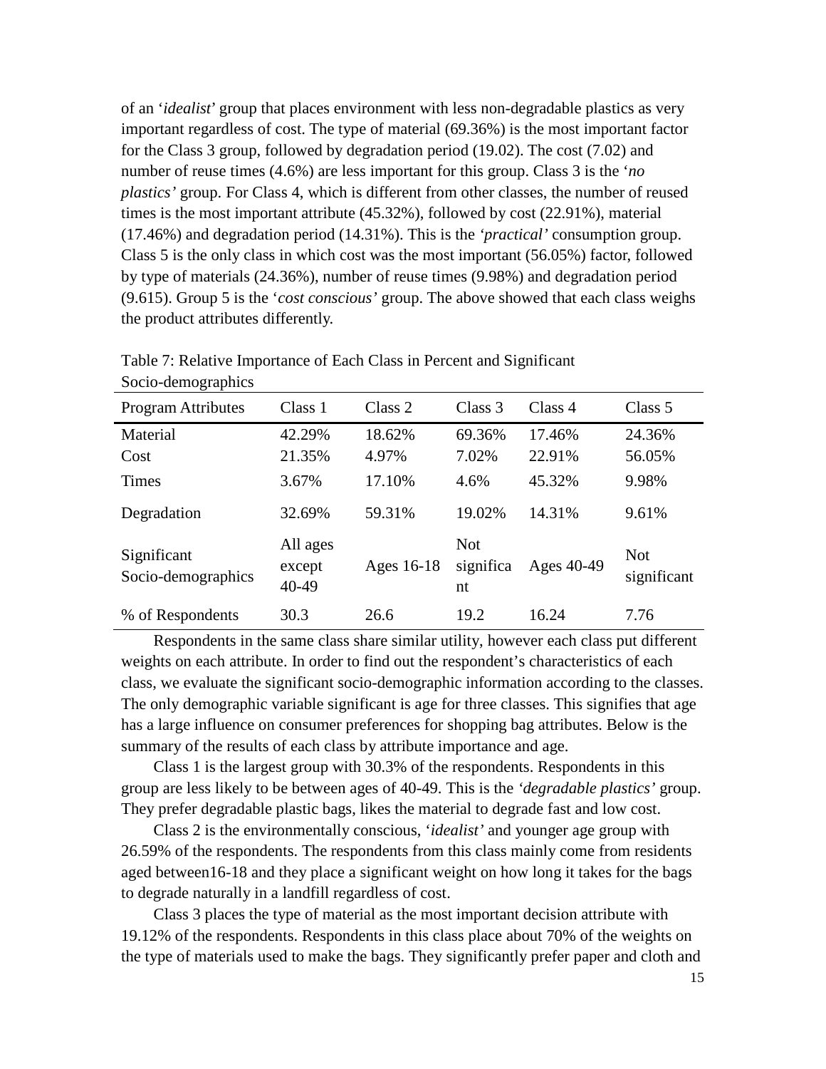of an '*idealist*' group that places environment with less non-degradable plastics as very important regardless of cost. The type of material (69.36%) is the most important factor for the Class 3 group, followed by degradation period (19.02). The cost (7.02) and number of reuse times (4.6%) are less important for this group. Class 3 is the '*no plastics'* group. For Class 4, which is different from other classes, the number of reused times is the most important attribute (45.32%), followed by cost (22.91%), material (17.46%) and degradation period (14.31%). This is the *'practical'* consumption group. Class 5 is the only class in which cost was the most important (56.05%) factor, followed by type of materials (24.36%), number of reuse times (9.98%) and degradation period (9.615). Group 5 is the '*cost conscious'* group. The above showed that each class weighs the product attributes differently.

Table 7: Relative Importance of Each Class in Percent and Significant Socio-demographics

| Program Attributes | Class 1 | Class 2 | Class 3 | Class 4 | Class 5 |
|---|---|---|---|---|---|
| Material | 42.29% | 18.62% | 69.36% | 17.46% | 24.36% |
| Cost | 21.35% | 4.97% | 7.02% | 22.91% | 56.05% |
| Times | 3.67% | 17.10% | 4.6% | 45.32% | 9.98% |
| Degradation | 32.69% | 59.31% | 19.02% | 14.31% | 9.61% |
| Significant Socio-demographics | All ages except 40-49 | Ages 16-18 | Not significant | Ages 40-49 | Not significant |
| % of Respondents | 30.3 | 26.6 | 19.2 | 16.24 | 7.76 |

Respondents in the same class share similar utility, however each class put different weights on each attribute. In order to find out the respondent's characteristics of each class, we evaluate the significant socio-demographic information according to the classes. The only demographic variable significant is age for three classes. This signifies that age has a large influence on consumer preferences for shopping bag attributes. Below is the summary of the results of each class by attribute importance and age.

Class 1 is the largest group with 30.3% of the respondents. Respondents in this group are less likely to be between ages of 40-49. This is the *'degradable plastics'* group. They prefer degradable plastic bags, likes the material to degrade fast and low cost.

Class 2 is the environmentally conscious, '*idealist'* and younger age group with 26.59% of the respondents. The respondents from this class mainly come from residents aged between16-18 and they place a significant weight on how long it takes for the bags to degrade naturally in a landfill regardless of cost.

Class 3 places the type of material as the most important decision attribute with 19.12% of the respondents. Respondents in this class place about 70% of the weights on the type of materials used to make the bags. They significantly prefer paper and cloth and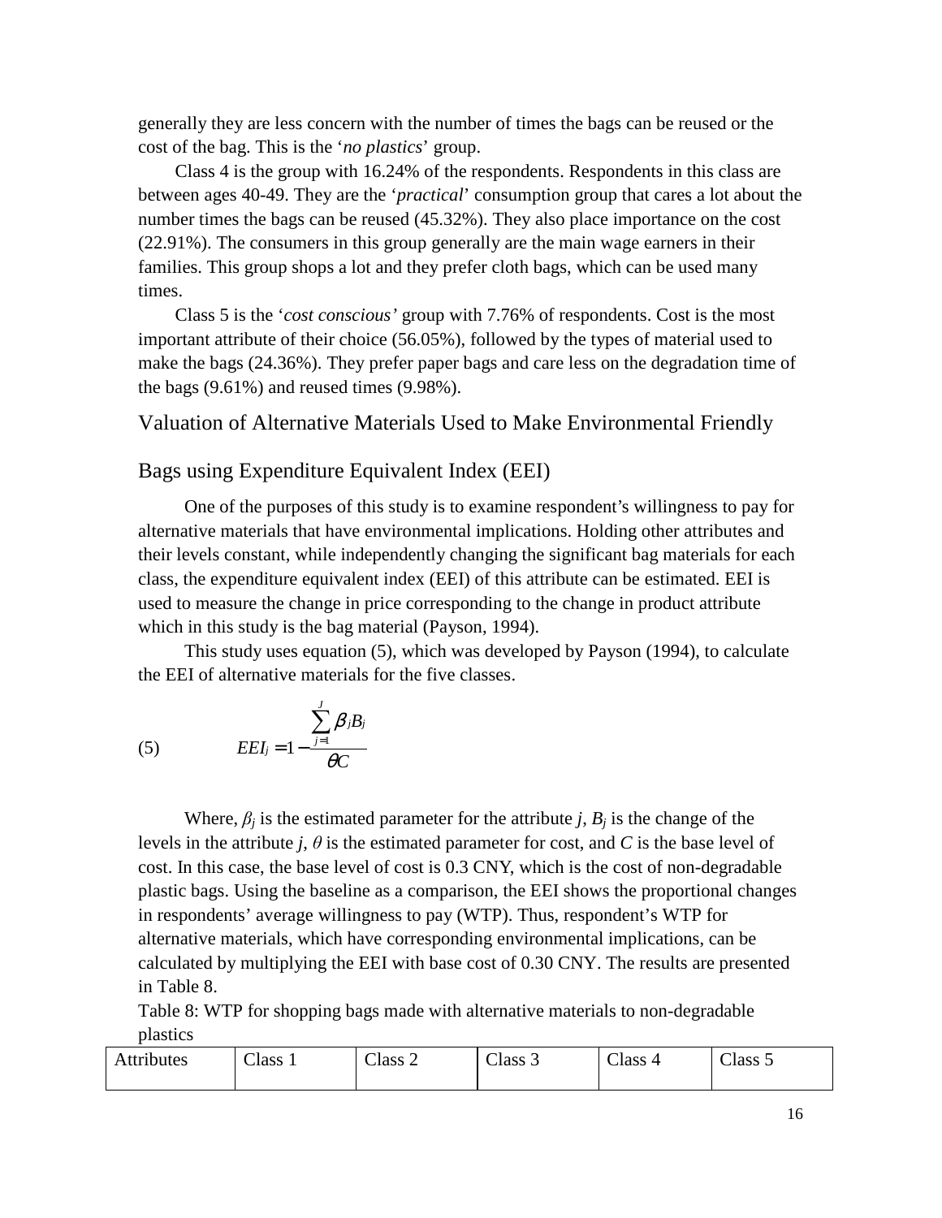generally they are less concern with the number of times the bags can be reused or the cost of the bag. This is the '*no plastics*' group.

Class 4 is the group with 16.24% of the respondents. Respondents in this class are between ages 40-49. They are the '*practical*' consumption group that cares a lot about the number times the bags can be reused (45.32%). They also place importance on the cost (22.91%). The consumers in this group generally are the main wage earners in their families. This group shops a lot and they prefer cloth bags, which can be used many times.

Class 5 is the '*cost conscious'* group with 7.76% of respondents. Cost is the most important attribute of their choice (56.05%), followed by the types of material used to make the bags (24.36%). They prefer paper bags and care less on the degradation time of the bags (9.61%) and reused times (9.98%).

## Valuation of Alternative Materials Used to Make Environmental Friendly Bags using Expenditure Equivalent Index (EEI)

One of the purposes of this study is to examine respondent's willingness to pay for alternative materials that have environmental implications. Holding other attributes and their levels constant, while independently changing the significant bag materials for each class, the expenditure equivalent index (EEI) of this attribute can be estimated. EEI is used to measure the change in price corresponding to the change in product attribute which in this study is the bag material (Payson, 1994).

This study uses equation (5), which was developed by Payson (1994), to calculate the EEI of alternative materials for the five classes.

$$(5) \qquad EEI_j = 1 - \frac{\sum_{j=1}^{J} \beta_j B_j}{\theta C}$$

Where, $\beta_j$ is the estimated parameter for the attribute *j*, $B_j$ is the change of the levels in the attribute *j*, $\theta$ is the estimated parameter for cost, and *C* is the base level of cost. In this case, the base level of cost is 0.3 CNY, which is the cost of non-degradable plastic bags. Using the baseline as a comparison, the EEI shows the proportional changes in respondents' average willingness to pay (WTP). Thus, respondent's WTP for alternative materials, which have corresponding environmental implications, can be calculated by multiplying the EEI with base cost of 0.30 CNY. The results are presented in Table 8.

Table 8: WTP for shopping bags made with alternative materials to non-degradable plastics

| Attributes | Class 1 | Class 2 | Class 3 | Class 4 | Class 5 |
| --- | --- | --- | --- | --- | --- |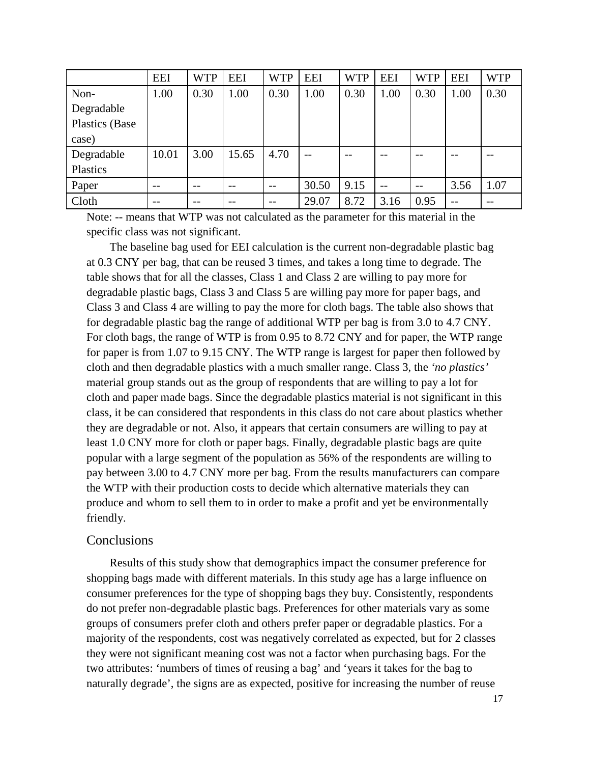| | EEI | WTP | EEI | WTP | EEI | WTP | EEI | WTP | EEI | WTP |
|---|---|---|---|---|---|---|---|---|---|---|
| Non-Degradable Plastics (Base case) | 1.00 | 0.30 | 1.00 | 0.30 | 1.00 | 0.30 | 1.00 | 0.30 | 1.00 | 0.30 |
| Degradable Plastics | 10.01 | 3.00 | 15.65 | 4.70 | -- | -- | -- | -- | -- | -- |
| Paper | -- | -- | -- | -- | 30.50 | 9.15 | -- | -- | 3.56 | 1.07 |
| Cloth | -- | -- | -- | -- | 29.07 | 8.72 | 3.16 | 0.95 | -- | -- |

Note: -- means that WTP was not calculated as the parameter for this material in the specific class was not significant.

The baseline bag used for EEI calculation is the current non-degradable plastic bag at 0.3 CNY per bag, that can be reused 3 times, and takes a long time to degrade. The table shows that for all the classes, Class 1 and Class 2 are willing to pay more for degradable plastic bags, Class 3 and Class 5 are willing pay more for paper bags, and Class 3 and Class 4 are willing to pay the more for cloth bags. The table also shows that for degradable plastic bag the range of additional WTP per bag is from 3.0 to 4.7 CNY. For cloth bags, the range of WTP is from 0.95 to 8.72 CNY and for paper, the WTP range for paper is from 1.07 to 9.15 CNY. The WTP range is largest for paper then followed by cloth and then degradable plastics with a much smaller range. Class 3, the *'no plastics'* material group stands out as the group of respondents that are willing to pay a lot for cloth and paper made bags. Since the degradable plastics material is not significant in this class, it be can considered that respondents in this class do not care about plastics whether they are degradable or not. Also, it appears that certain consumers are willing to pay at least 1.0 CNY more for cloth or paper bags. Finally, degradable plastic bags are quite popular with a large segment of the population as 56% of the respondents are willing to pay between 3.00 to 4.7 CNY more per bag. From the results manufacturers can compare the WTP with their production costs to decide which alternative materials they can produce and whom to sell them to in order to make a profit and yet be environmentally friendly.

## Conclusions

Results of this study show that demographics impact the consumer preference for shopping bags made with different materials. In this study age has a large influence on consumer preferences for the type of shopping bags they buy. Consistently, respondents do not prefer non-degradable plastic bags. Preferences for other materials vary as some groups of consumers prefer cloth and others prefer paper or degradable plastics. For a majority of the respondents, cost was negatively correlated as expected, but for 2 classes they were not significant meaning cost was not a factor when purchasing bags. For the two attributes: 'numbers of times of reusing a bag' and 'years it takes for the bag to naturally degrade', the signs are as expected, positive for increasing the number of reuse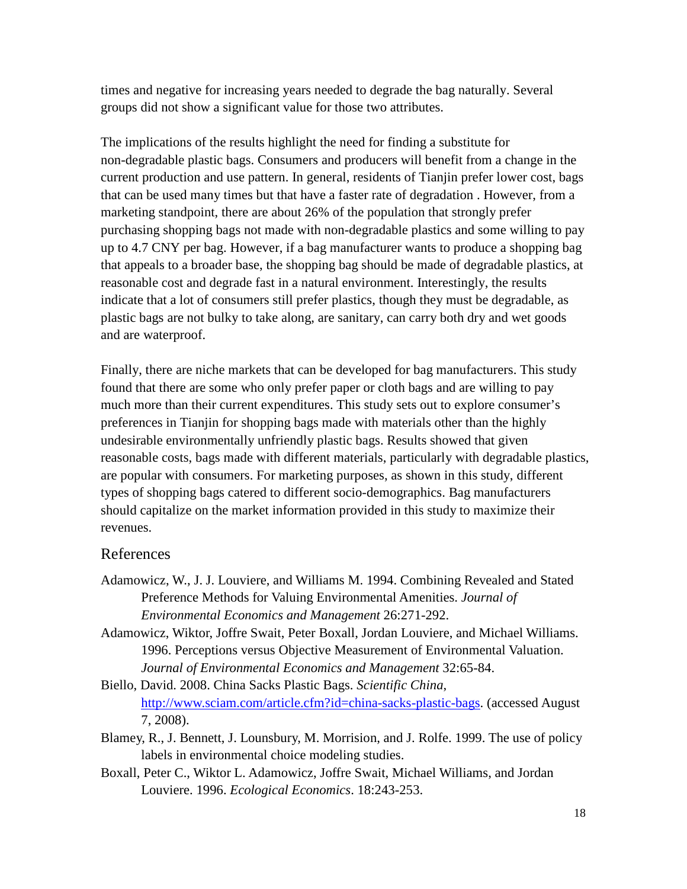times and negative for increasing years needed to degrade the bag naturally. Several groups did not show a significant value for those two attributes.

The implications of the results highlight the need for finding a substitute for non-degradable plastic bags. Consumers and producers will benefit from a change in the current production and use pattern. In general, residents of Tianjin prefer lower cost, bags that can be used many times but that have a faster rate of degradation . However, from a marketing standpoint, there are about 26% of the population that strongly prefer purchasing shopping bags not made with non-degradable plastics and some willing to pay up to 4.7 CNY per bag. However, if a bag manufacturer wants to produce a shopping bag that appeals to a broader base, the shopping bag should be made of degradable plastics, at reasonable cost and degrade fast in a natural environment. Interestingly, the results indicate that a lot of consumers still prefer plastics, though they must be degradable, as plastic bags are not bulky to take along, are sanitary, can carry both dry and wet goods and are waterproof.

Finally, there are niche markets that can be developed for bag manufacturers. This study found that there are some who only prefer paper or cloth bags and are willing to pay much more than their current expenditures. This study sets out to explore consumer's preferences in Tianjin for shopping bags made with materials other than the highly undesirable environmentally unfriendly plastic bags. Results showed that given reasonable costs, bags made with different materials, particularly with degradable plastics, are popular with consumers. For marketing purposes, as shown in this study, different types of shopping bags catered to different socio-demographics. Bag manufacturers should capitalize on the market information provided in this study to maximize their revenues.

## References

Adamowicz, W., J. J. Louviere, and Williams M. 1994. Combining Revealed and Stated Preference Methods for Valuing Environmental Amenities. *Journal of Environmental Economics and Management* 26:271-292.

Adamowicz, Wiktor, Joffre Swait, Peter Boxall, Jordan Louviere, and Michael Williams. 1996. Perceptions versus Objective Measurement of Environmental Valuation. *Journal of Environmental Economics and Management* 32:65-84.

Biello, David. 2008. China Sacks Plastic Bags. *Scientific China*, http://www.sciam.com/article.cfm?id=china-sacks-plastic-bags. (accessed August 7, 2008).

Blamey, R., J. Bennett, J. Lounsbury, M. Morrision, and J. Rolfe. 1999. The use of policy labels in environmental choice modeling studies.

Boxall, Peter C., Wiktor L. Adamowicz, Joffre Swait, Michael Williams, and Jordan Louviere. 1996. *Ecological Economics*. 18:243-253.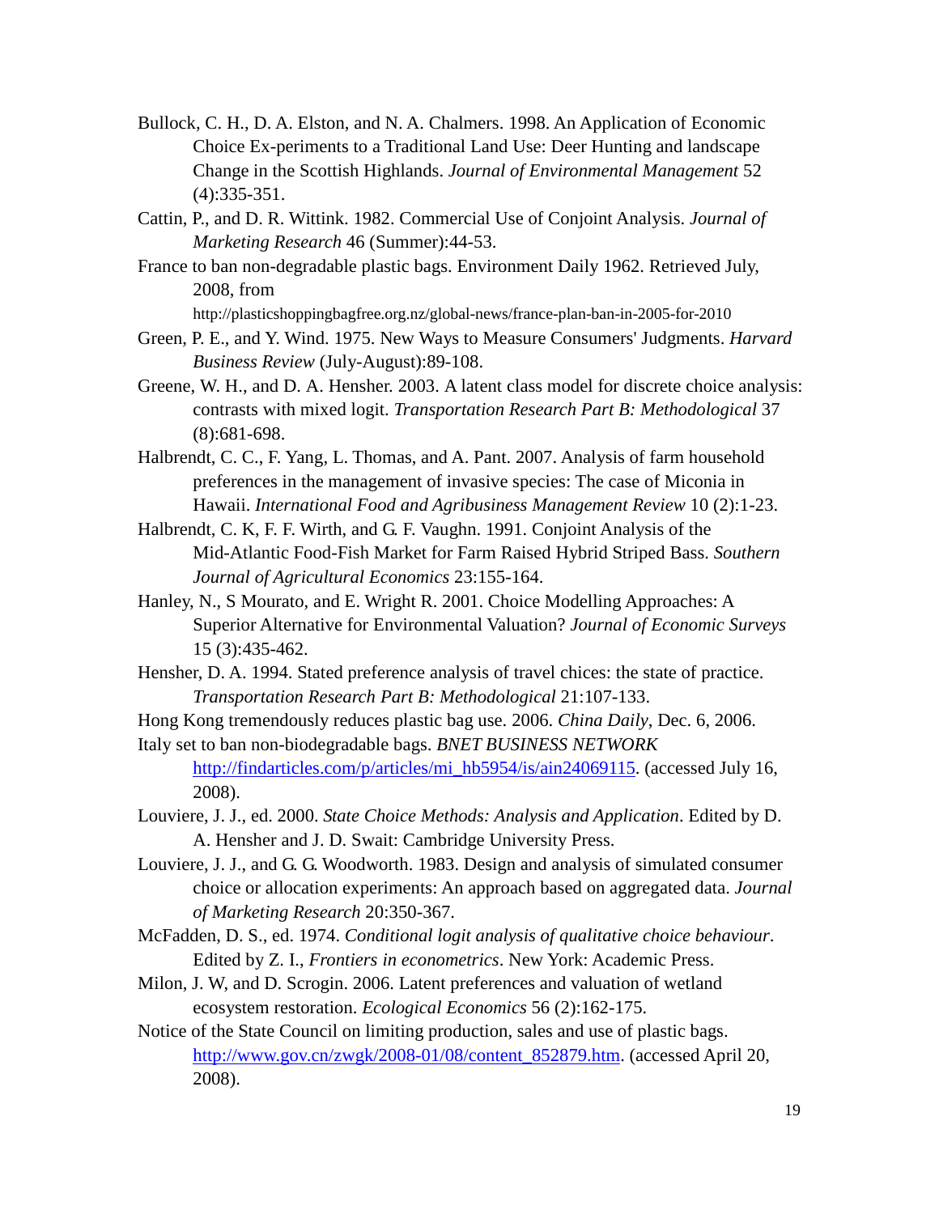Bullock, C. H., D. A. Elston, and N. A. Chalmers. 1998. An Application of Economic Choice Ex-periments to a Traditional Land Use: Deer Hunting and landscape Change in the Scottish Highlands. *Journal of Environmental Management* 52 (4):335-351.

Cattin, P., and D. R. Wittink. 1982. Commercial Use of Conjoint Analysis. *Journal of Marketing Research* 46 (Summer):44-53.

France to ban non-degradable plastic bags. Environment Daily 1962. Retrieved July, 2008, from http://plasticshoppingbagfree.org.nz/global-news/france-plan-ban-in-2005-for-2010

Green, P. E., and Y. Wind. 1975. New Ways to Measure Consumers' Judgments. *Harvard Business Review* (July-August):89-108.

Greene, W. H., and D. A. Hensher. 2003. A latent class model for discrete choice analysis: contrasts with mixed logit. *Transportation Research Part B: Methodological* 37 (8):681-698.

Halbrendt, C. C., F. Yang, L. Thomas, and A. Pant. 2007. Analysis of farm household preferences in the management of invasive species: The case of Miconia in Hawaii. *International Food and Agribusiness Management Review* 10 (2):1-23.

Halbrendt, C. K, F. F. Wirth, and G. F. Vaughn. 1991. Conjoint Analysis of the Mid-Atlantic Food-Fish Market for Farm Raised Hybrid Striped Bass. *Southern Journal of Agricultural Economics* 23:155-164.

Hanley, N., S Mourato, and E. Wright R. 2001. Choice Modelling Approaches: A Superior Alternative for Environmental Valuation? *Journal of Economic Surveys* 15 (3):435-462.

Hensher, D. A. 1994. Stated preference analysis of travel chices: the state of practice. *Transportation Research Part B: Methodological* 21:107-133.

Hong Kong tremendously reduces plastic bag use. 2006. *China Daily*, Dec. 6, 2006.

Italy set to ban non-biodegradable bags. *BNET BUSINESS NETWORK* http://findarticles.com/p/articles/mi_hb5954/is/ain24069115. (accessed July 16, 2008).

Louviere, J. J., ed. 2000. *State Choice Methods: Analysis and Application*. Edited by D. A. Hensher and J. D. Swait: Cambridge University Press.

Louviere, J. J., and G. G. Woodworth. 1983. Design and analysis of simulated consumer choice or allocation experiments: An approach based on aggregated data. *Journal of Marketing Research* 20:350-367.

McFadden, D. S., ed. 1974. *Conditional logit analysis of qualitative choice behaviour*. Edited by Z. I., *Frontiers in econometrics*. New York: Academic Press.

Milon, J. W, and D. Scrogin. 2006. Latent preferences and valuation of wetland ecosystem restoration. *Ecological Economics* 56 (2):162-175.

Notice of the State Council on limiting production, sales and use of plastic bags. http://www.gov.cn/zwgk/2008-01/08/content_852879.htm. (accessed April 20, 2008).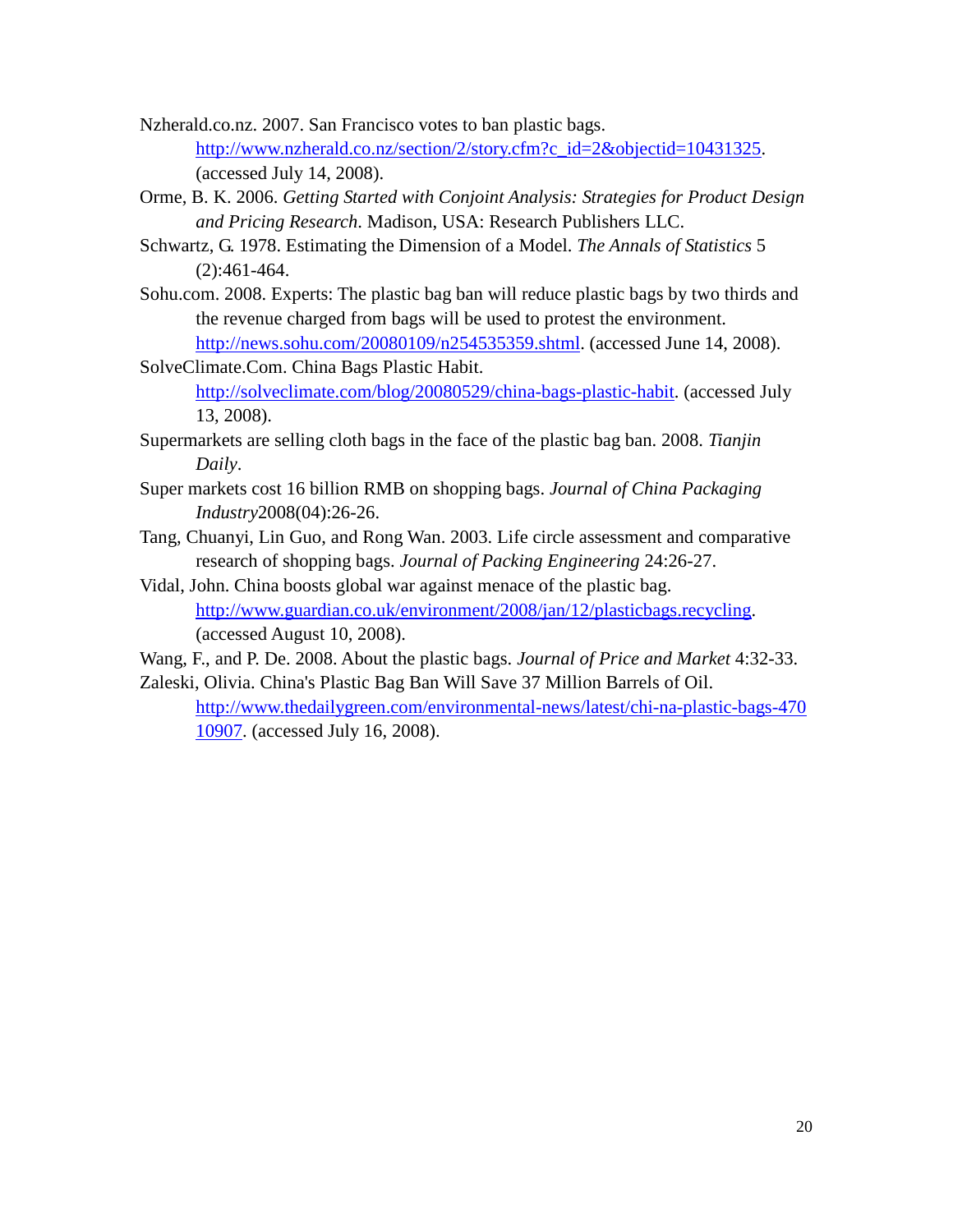Nzherald.co.nz. 2007. San Francisco votes to ban plastic bags. http://www.nzherald.co.nz/section/2/story.cfm?c_id=2&objectid=10431325. (accessed July 14, 2008).

Orme, B. K. 2006. *Getting Started with Conjoint Analysis: Strategies for Product Design and Pricing Research*. Madison, USA: Research Publishers LLC.

Schwartz, G. 1978. Estimating the Dimension of a Model. *The Annals of Statistics* 5 (2):461-464.

Sohu.com. 2008. Experts: The plastic bag ban will reduce plastic bags by two thirds and the revenue charged from bags will be used to protest the environment. http://news.sohu.com/20080109/n254535359.shtml. (accessed June 14, 2008).

SolveClimate.Com. China Bags Plastic Habit. http://solveclimate.com/blog/20080529/china-bags-plastic-habit. (accessed July 13, 2008).

Supermarkets are selling cloth bags in the face of the plastic bag ban. 2008. *Tianjin Daily*.

Super markets cost 16 billion RMB on shopping bags. *Journal of China Packaging Industry*2008(04):26-26.

Tang, Chuanyi, Lin Guo, and Rong Wan. 2003. Life circle assessment and comparative research of shopping bags. *Journal of Packing Engineering* 24:26-27.

Vidal, John. China boosts global war against menace of the plastic bag. http://www.guardian.co.uk/environment/2008/jan/12/plasticbags.recycling. (accessed August 10, 2008).

Wang, F., and P. De. 2008. About the plastic bags. *Journal of Price and Market* 4:32-33.

Zaleski, Olivia. China's Plastic Bag Ban Will Save 37 Million Barrels of Oil. http://www.thedailygreen.com/environmental-news/latest/chi-na-plastic-bags-47010907. (accessed July 16, 2008).